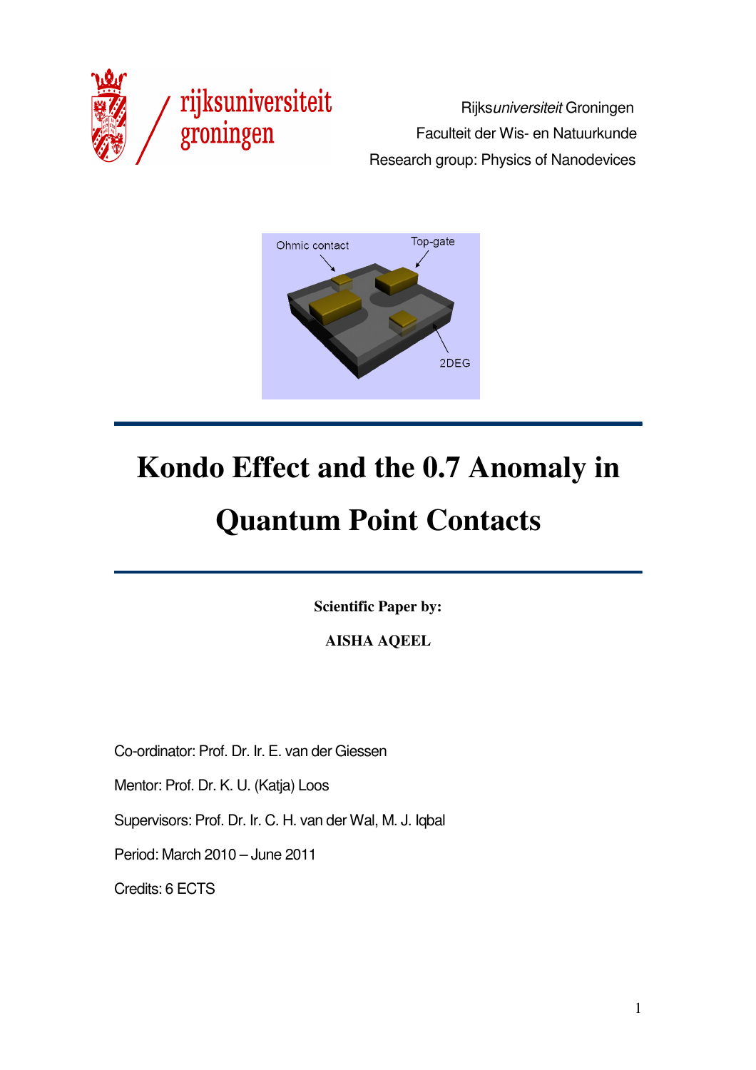Rijks*universiteit* Groningen

Faculteit der Wis- en Natuurkunde

Research group: Physics of Nanodevices

# Kondo Effect and the 0.7 Anomaly in Quantum Point Contacts

**Scientific Paper by:**

**AISHA AQEEL**

Co-ordinator: Prof. Dr. Ir. E. van der Giessen

Mentor: Prof. Dr. K. U. (Katja) Loos

Supervisors: Prof. Dr. Ir. C. H. van der Wal, M. J. Iqbal

Period: March 2010 – June 2011

Credits: 6 ECTS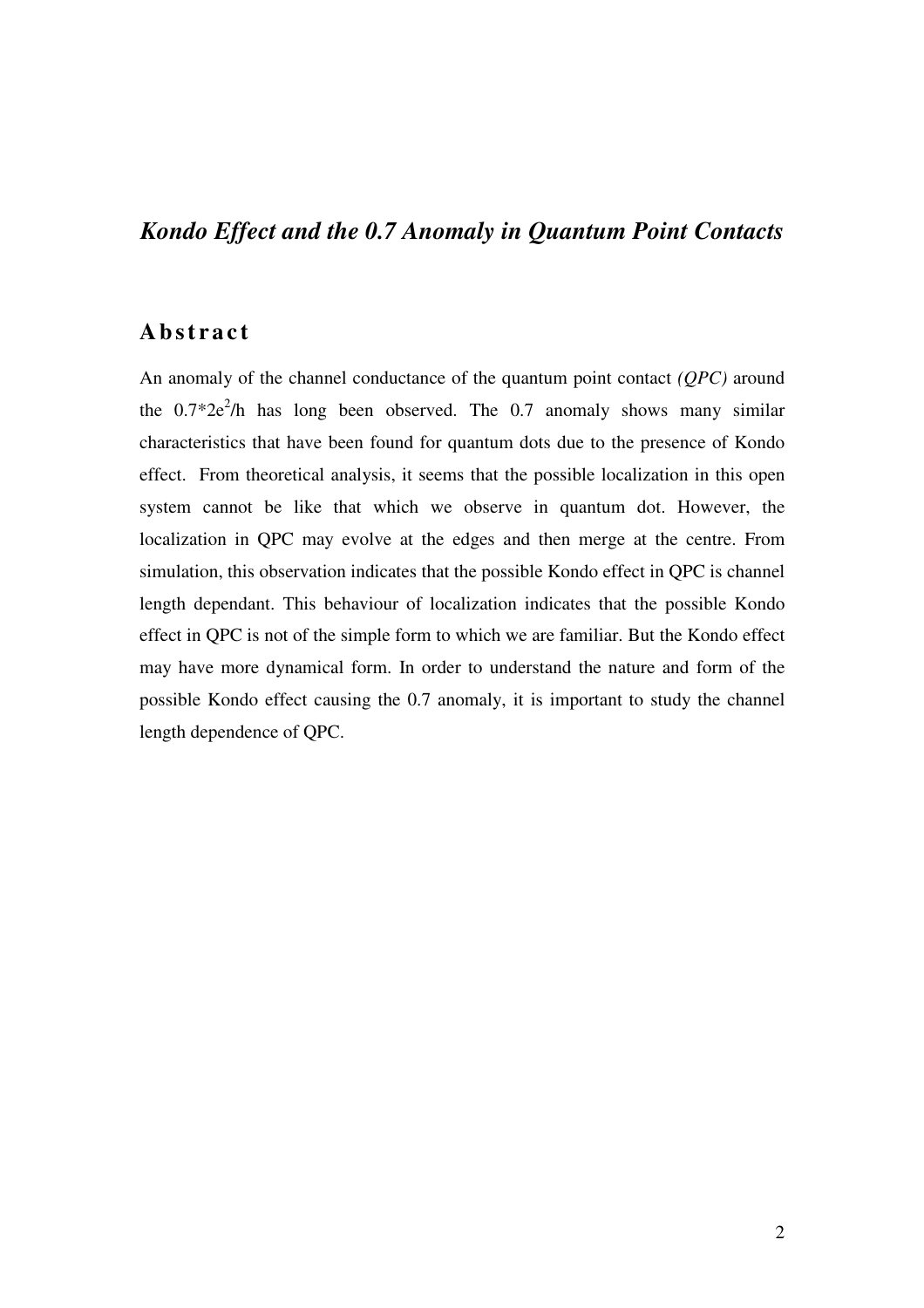# *Kondo Effect and the 0.7 Anomaly in Quantum Point Contacts*

## Abstract

An anomaly of the channel conductance of the quantum point contact *(QPC)* around the $0.7*2e^2/h$ has long been observed. The 0.7 anomaly shows many similar characteristics that have been found for quantum dots due to the presence of Kondo effect. From theoretical analysis, it seems that the possible localization in this open system cannot be like that which we observe in quantum dot. However, the localization in QPC may evolve at the edges and then merge at the centre. From simulation, this observation indicates that the possible Kondo effect in QPC is channel length dependant. This behaviour of localization indicates that the possible Kondo effect in QPC is not of the simple form to which we are familiar. But the Kondo effect may have more dynamical form. In order to understand the nature and form of the possible Kondo effect causing the 0.7 anomaly, it is important to study the channel length dependence of QPC.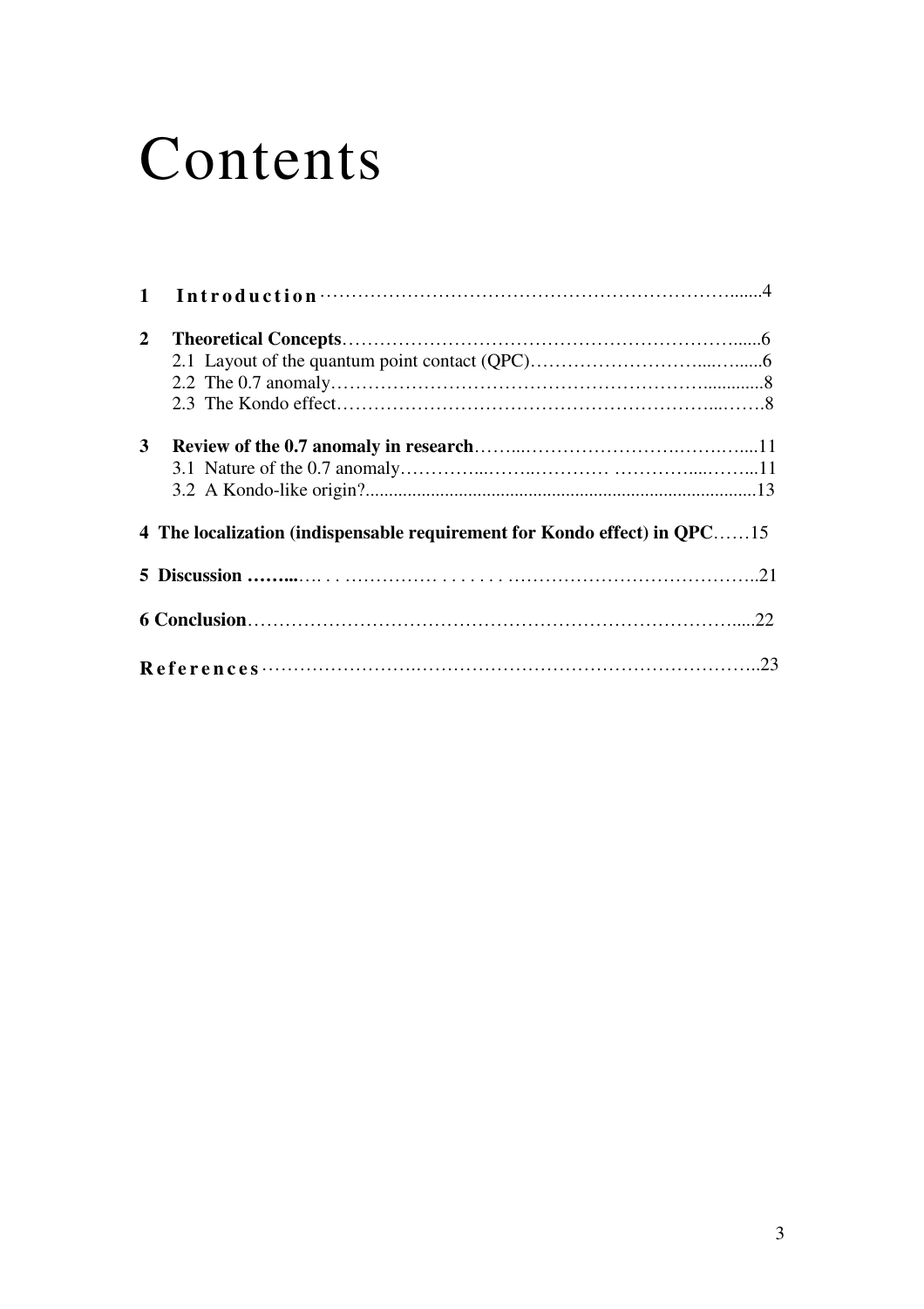# Contents

**1 Introduction** ......4

**2 Theoretical Concepts** ......6

- 2.1 Layout of the quantum point contact (QPC) ......6
- 2.2 The 0.7 anomaly ......8
- 2.3 The Kondo effect ......8

**3 Review of the 0.7 anomaly in research** ......11

- 3.1 Nature of the 0.7 anomaly ......11
- 3.2 A Kondo-like origin? ......13

**4 The localization (indispensable requirement for Kondo effect) in QPC** ......15

**5 Discussion** ......21

**6 Conclusion** ......22

**References** ......23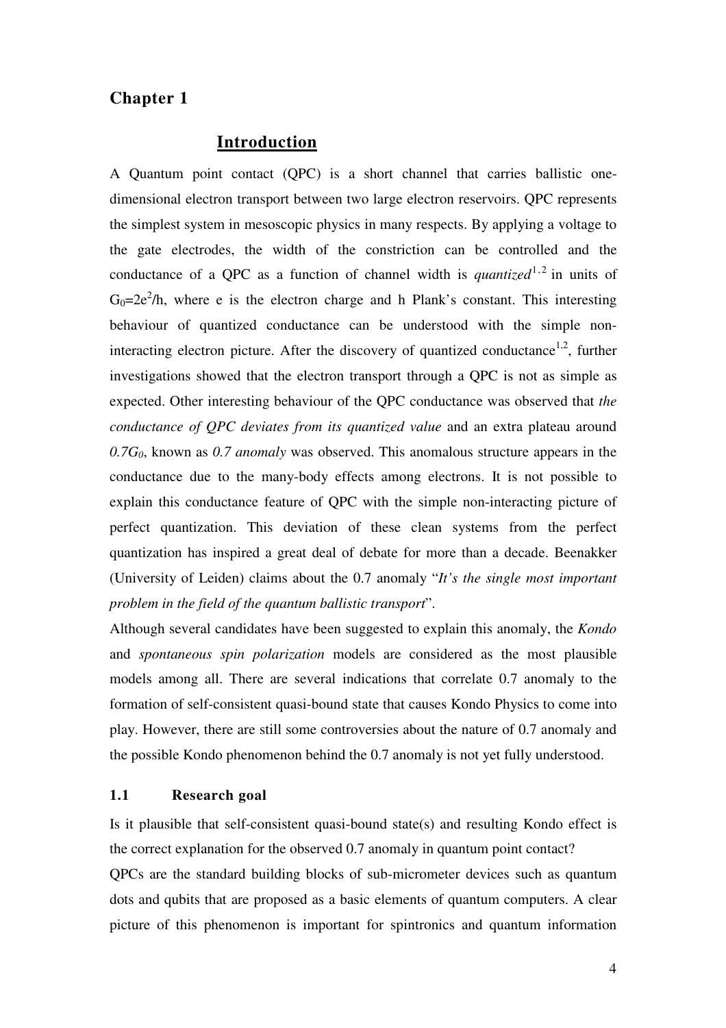# Chapter 1

## Introduction

A Quantum point contact (QPC) is a short channel that carries ballistic one-dimensional electron transport between two large electron reservoirs. QPC represents the simplest system in mesoscopic physics in many respects. By applying a voltage to the gate electrodes, the width of the constriction can be controlled and the conductance of a QPC as a function of channel width is *quantized*[1,2] in units of $G_0=2e^2/h$, where e is the electron charge and h Plank's constant. This interesting behaviour of quantized conductance can be understood with the simple non-interacting electron picture. After the discovery of quantized conductance[1,2], further investigations showed that the electron transport through a QPC is not as simple as expected. Other interesting behaviour of the QPC conductance was observed that *the conductance of QPC deviates from its quantized value* and an extra plateau around *$0.7G_0$*, known as *0.7 anomaly* was observed. This anomalous structure appears in the conductance due to the many-body effects among electrons. It is not possible to explain this conductance feature of QPC with the simple non-interacting picture of perfect quantization. This deviation of these clean systems from the perfect quantization has inspired a great deal of debate for more than a decade. Beenakker (University of Leiden) claims about the 0.7 anomaly "*It's the single most important problem in the field of the quantum ballistic transport*".

Although several candidates have been suggested to explain this anomaly, the *Kondo* and *spontaneous spin polarization* models are considered as the most plausible models among all. There are several indications that correlate 0.7 anomaly to the formation of self-consistent quasi-bound state that causes Kondo Physics to come into play. However, there are still some controversies about the nature of 0.7 anomaly and the possible Kondo phenomenon behind the 0.7 anomaly is not yet fully understood.

### 1.1 Research goal

Is it plausible that self-consistent quasi-bound state(s) and resulting Kondo effect is the correct explanation for the observed 0.7 anomaly in quantum point contact?

QPCs are the standard building blocks of sub-micrometer devices such as quantum dots and qubits that are proposed as a basic elements of quantum computers. A clear picture of this phenomenon is important for spintronics and quantum information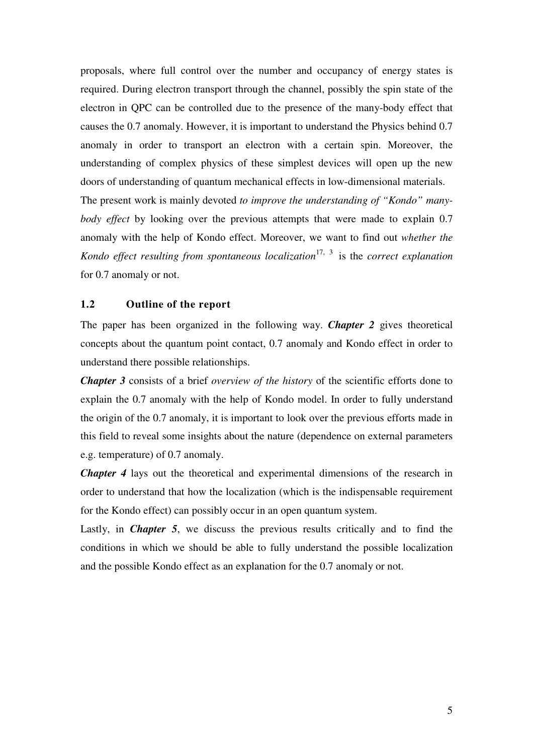proposals, where full control over the number and occupancy of energy states is required. During electron transport through the channel, possibly the spin state of the electron in QPC can be controlled due to the presence of the many-body effect that causes the 0.7 anomaly. However, it is important to understand the Physics behind 0.7 anomaly in order to transport an electron with a certain spin. Moreover, the understanding of complex physics of these simplest devices will open up the new doors of understanding of quantum mechanical effects in low-dimensional materials.

The present work is mainly devoted *to improve the understanding of "Kondo" many-body effect* by looking over the previous attempts that were made to explain 0.7 anomaly with the help of Kondo effect. Moreover, we want to find out *whether the Kondo effect resulting from spontaneous localization*[17, 3] is the *correct explanation* for 0.7 anomaly or not.

## 1.2 Outline of the report

The paper has been organized in the following way. ***Chapter 2*** gives theoretical concepts about the quantum point contact, 0.7 anomaly and Kondo effect in order to understand there possible relationships.

***Chapter 3*** consists of a brief *overview of the history* of the scientific efforts done to explain the 0.7 anomaly with the help of Kondo model. In order to fully understand the origin of the 0.7 anomaly, it is important to look over the previous efforts made in this field to reveal some insights about the nature (dependence on external parameters e.g. temperature) of 0.7 anomaly.

***Chapter 4*** lays out the theoretical and experimental dimensions of the research in order to understand that how the localization (which is the indispensable requirement for the Kondo effect) can possibly occur in an open quantum system.

Lastly, in ***Chapter 5***, we discuss the previous results critically and to find the conditions in which we should be able to fully understand the possible localization and the possible Kondo effect as an explanation for the 0.7 anomaly or not.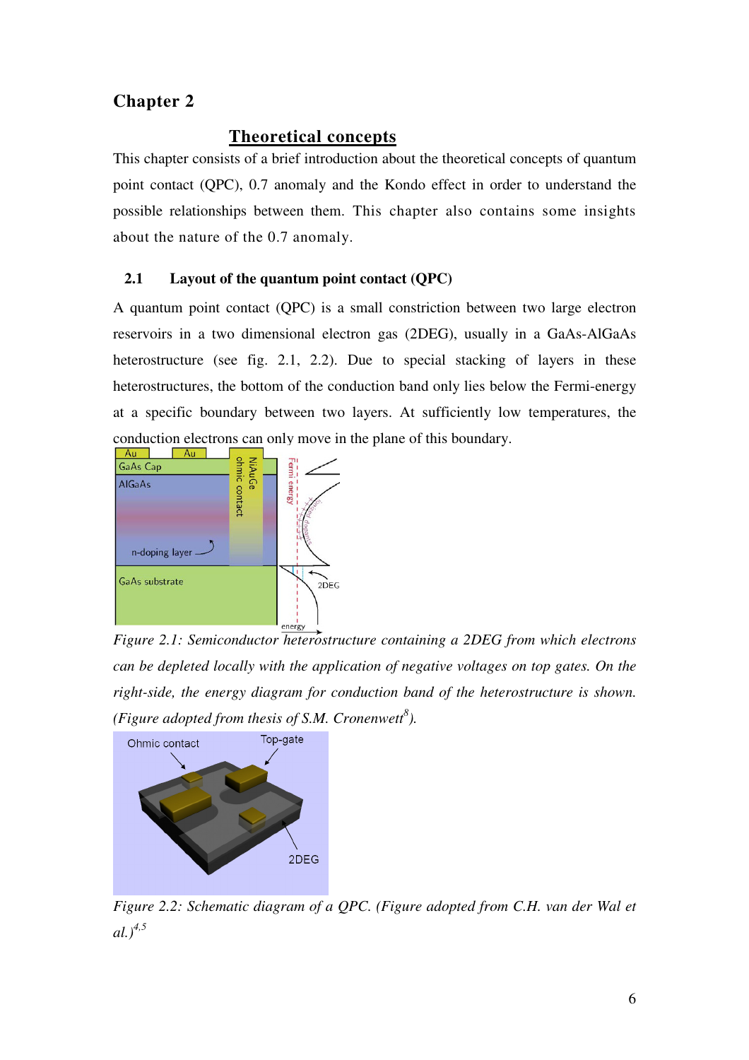# Chapter 2

## Theoretical concepts

This chapter consists of a brief introduction about the theoretical concepts of quantum point contact (QPC), 0.7 anomaly and the Kondo effect in order to understand the possible relationships between them. This chapter also contains some insights about the nature of the 0.7 anomaly.

### 2.1 Layout of the quantum point contact (QPC)

A quantum point contact (QPC) is a small constriction between two large electron reservoirs in a two dimensional electron gas (2DEG), usually in a GaAs-AlGaAs heterostructure (see fig. 2.1, 2.2). Due to special stacking of layers in these heterostructures, the bottom of the conduction band only lies below the Fermi-energy at a specific boundary between two layers. At sufficiently low temperatures, the conduction electrons can only move in the plane of this boundary.

*Figure 2.1: Semiconductor heterostructure containing a 2DEG from which electrons can be depleted locally with the application of negative voltages on top gates. On the right-side, the energy diagram for conduction band of the heterostructure is shown. (Figure adopted from thesis of S.M. Cronenwett[8]).*

*Figure 2.2: Schematic diagram of a QPC. (Figure adopted from C.H. van der Wal et al.)[4,5]*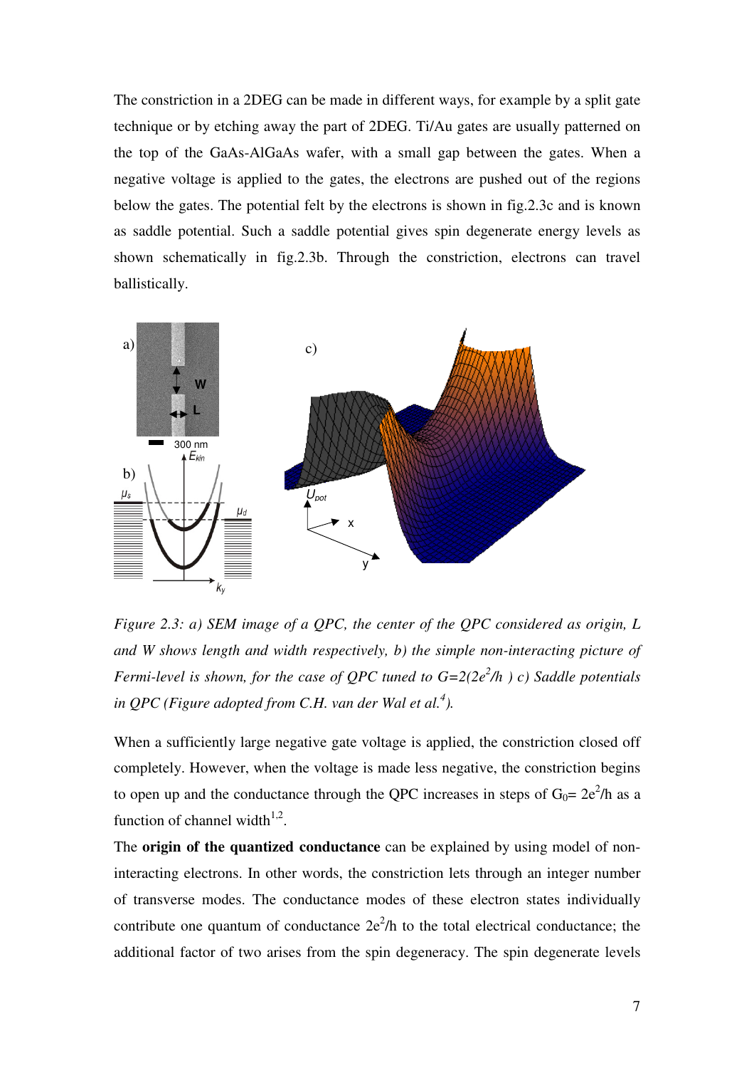The constriction in a 2DEG can be made in different ways, for example by a split gate technique or by etching away the part of 2DEG. Ti/Au gates are usually patterned on the top of the GaAs-AlGaAs wafer, with a small gap between the gates. When a negative voltage is applied to the gates, the electrons are pushed out of the regions below the gates. The potential felt by the electrons is shown in fig.2.3c and is known as saddle potential. Such a saddle potential gives spin degenerate energy levels as shown schematically in fig.2.3b. Through the constriction, electrons can travel ballistically.

*Figure 2.3: a) SEM image of a QPC, the center of the QPC considered as origin, L and W shows length and width respectively, b) the simple non-interacting picture of Fermi-level is shown, for the case of QPC tuned to $G=2(2e^2/h)$ c) Saddle potentials in QPC (Figure adopted from C.H. van der Wal et al.[4]).*

When a sufficiently large negative gate voltage is applied, the constriction closed off completely. However, when the voltage is made less negative, the constriction begins to open up and the conductance through the QPC increases in steps of $G_0= 2e^2/h$ as a function of channel width[1,2].

The **origin of the quantized conductance** can be explained by using model of non-interacting electrons. In other words, the constriction lets through an integer number of transverse modes. The conductance modes of these electron states individually contribute one quantum of conductance $2e^2/h$ to the total electrical conductance; the additional factor of two arises from the spin degeneracy. The spin degenerate levels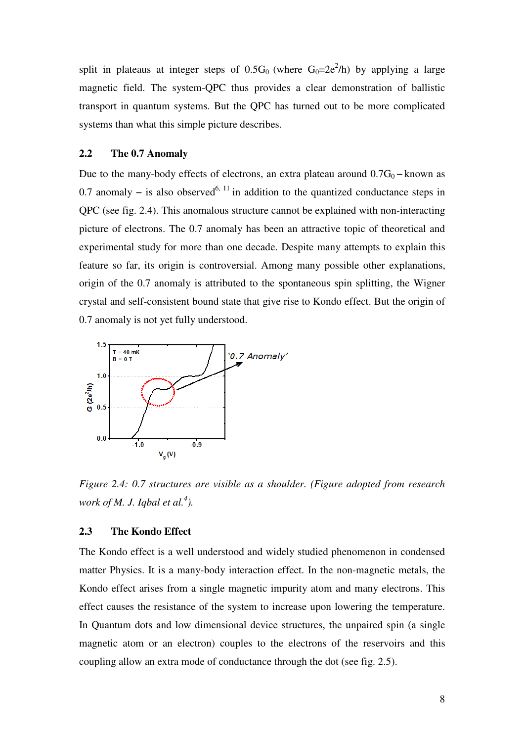split in plateaus at integer steps of $0.5G_0$ (where $G_0=2e^2/h$) by applying a large magnetic field. The system-QPC thus provides a clear demonstration of ballistic transport in quantum systems. But the QPC has turned out to be more complicated systems than what this simple picture describes.

## 2.2 The 0.7 Anomaly

Due to the many-body effects of electrons, an extra plateau around $0.7G_0$ – known as 0.7 anomaly – is also observed[6, 11] in addition to the quantized conductance steps in QPC (see fig. 2.4). This anomalous structure cannot be explained with non-interacting picture of electrons. The 0.7 anomaly has been an attractive topic of theoretical and experimental study for more than one decade. Despite many attempts to explain this feature so far, its origin is controversial. Among many possible other explanations, origin of the 0.7 anomaly is attributed to the spontaneous spin splitting, the Wigner crystal and self-consistent bound state that give rise to Kondo effect. But the origin of 0.7 anomaly is not yet fully understood.

*Figure 2.4: 0.7 structures are visible as a shoulder. (Figure adopted from research work of M. J. Iqbal et al.[4]).*

## 2.3 The Kondo Effect

The Kondo effect is a well understood and widely studied phenomenon in condensed matter Physics. It is a many-body interaction effect. In the non-magnetic metals, the Kondo effect arises from a single magnetic impurity atom and many electrons. This effect causes the resistance of the system to increase upon lowering the temperature. In Quantum dots and low dimensional device structures, the unpaired spin (a single magnetic atom or an electron) couples to the electrons of the reservoirs and this coupling allow an extra mode of conductance through the dot (see fig. 2.5).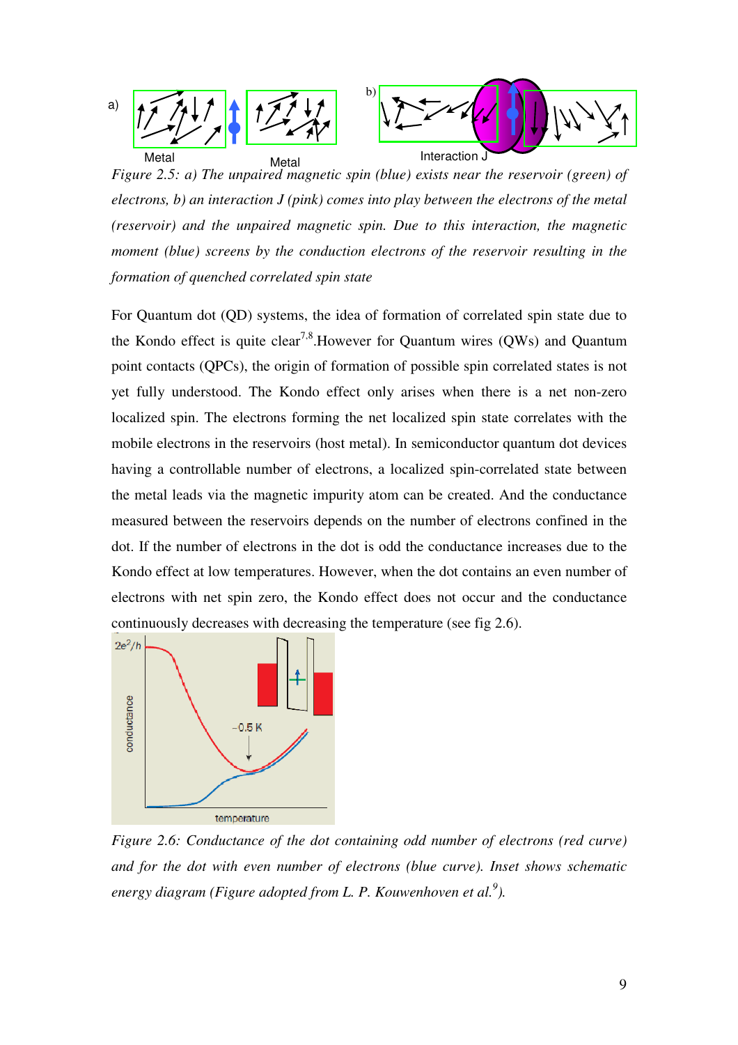a) Metal Metal b) Interaction J

*Figure 2.5: a) The unpaired magnetic spin (blue) exists near the reservoir (green) of electrons, b) an interaction J (pink) comes into play between the electrons of the metal (reservoir) and the unpaired magnetic spin. Due to this interaction, the magnetic moment (blue) screens by the conduction electrons of the reservoir resulting in the formation of quenched correlated spin state*

For Quantum dot (QD) systems, the idea of formation of correlated spin state due to the Kondo effect is quite clear[7,8].However for Quantum wires (QWs) and Quantum point contacts (QPCs), the origin of formation of possible spin correlated states is not yet fully understood. The Kondo effect only arises when there is a net non-zero localized spin. The electrons forming the net localized spin state correlates with the mobile electrons in the reservoirs (host metal). In semiconductor quantum dot devices having a controllable number of electrons, a localized spin-correlated state between the metal leads via the magnetic impurity atom can be created. And the conductance measured between the reservoirs depends on the number of electrons confined in the dot. If the number of electrons in the dot is odd the conductance increases due to the Kondo effect at low temperatures. However, when the dot contains an even number of electrons with net spin zero, the Kondo effect does not occur and the conductance continuously decreases with decreasing the temperature (see fig 2.6).

$2e^2/h$ conductance ~0.5 K temperature

*Figure 2.6: Conductance of the dot containing odd number of electrons (red curve) and for the dot with even number of electrons (blue curve). Inset shows schematic energy diagram (Figure adopted from L. P. Kouwenhoven et al.[9]).*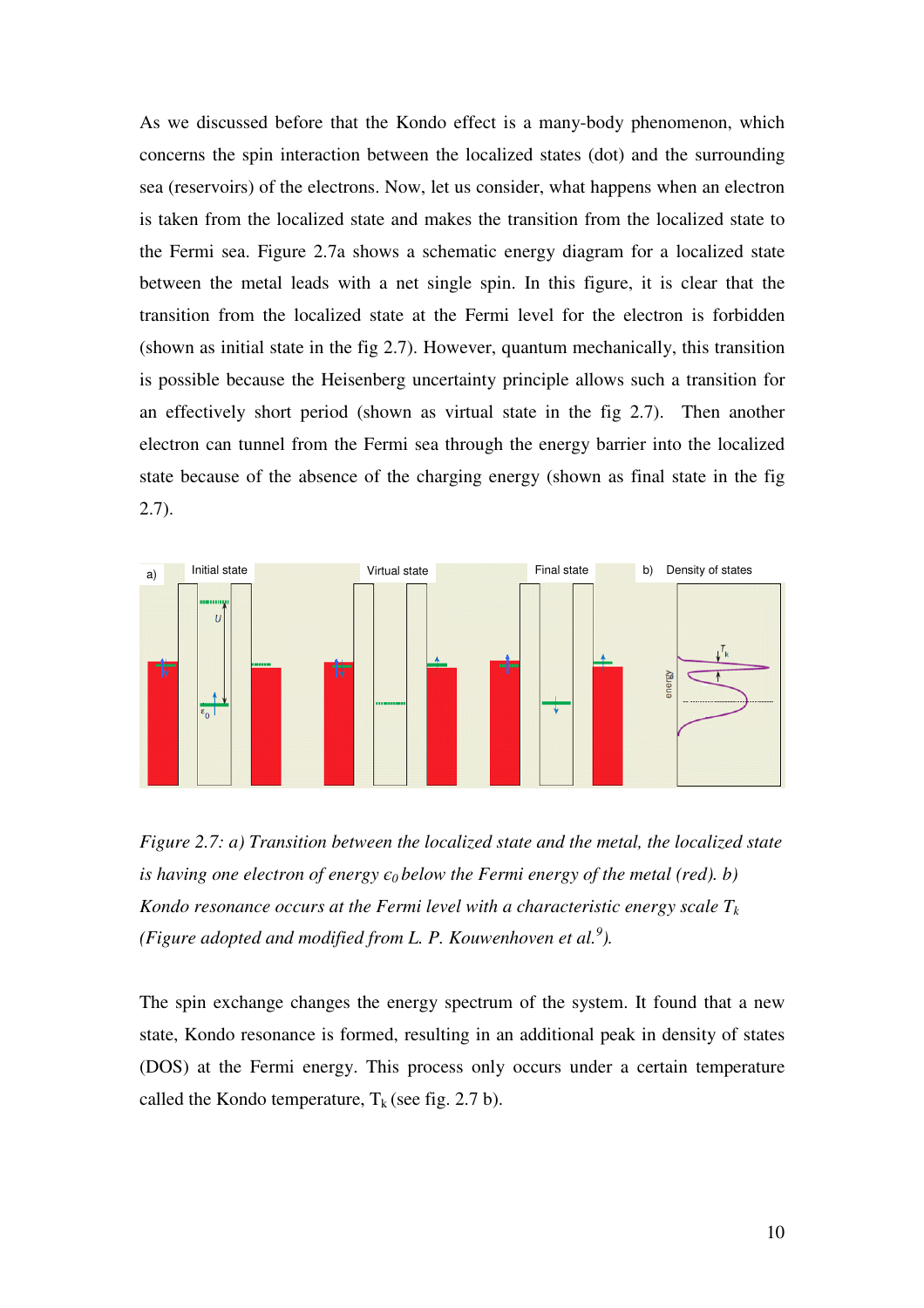As we discussed before that the Kondo effect is a many-body phenomenon, which concerns the spin interaction between the localized states (dot) and the surrounding sea (reservoirs) of the electrons. Now, let us consider, what happens when an electron is taken from the localized state and makes the transition from the localized state to the Fermi sea. Figure 2.7a shows a schematic energy diagram for a localized state between the metal leads with a net single spin. In this figure, it is clear that the transition from the localized state at the Fermi level for the electron is forbidden (shown as initial state in the fig 2.7). However, quantum mechanically, this transition is possible because the Heisenberg uncertainty principle allows such a transition for an effectively short period (shown as virtual state in the fig 2.7). Then another electron can tunnel from the Fermi sea through the energy barrier into the localized state because of the absence of the charging energy (shown as final state in the fig 2.7).

*Figure 2.7: a) Transition between the localized state and the metal, the localized state is having one electron of energy $\epsilon_0$ below the Fermi energy of the metal (red). b) Kondo resonance occurs at the Fermi level with a characteristic energy scale $T_k$ (Figure adopted and modified from L. P. Kouwenhoven et al.[9]).*

The spin exchange changes the energy spectrum of the system. It found that a new state, Kondo resonance is formed, resulting in an additional peak in density of states (DOS) at the Fermi energy. This process only occurs under a certain temperature called the Kondo temperature, $T_k$ (see fig. 2.7 b).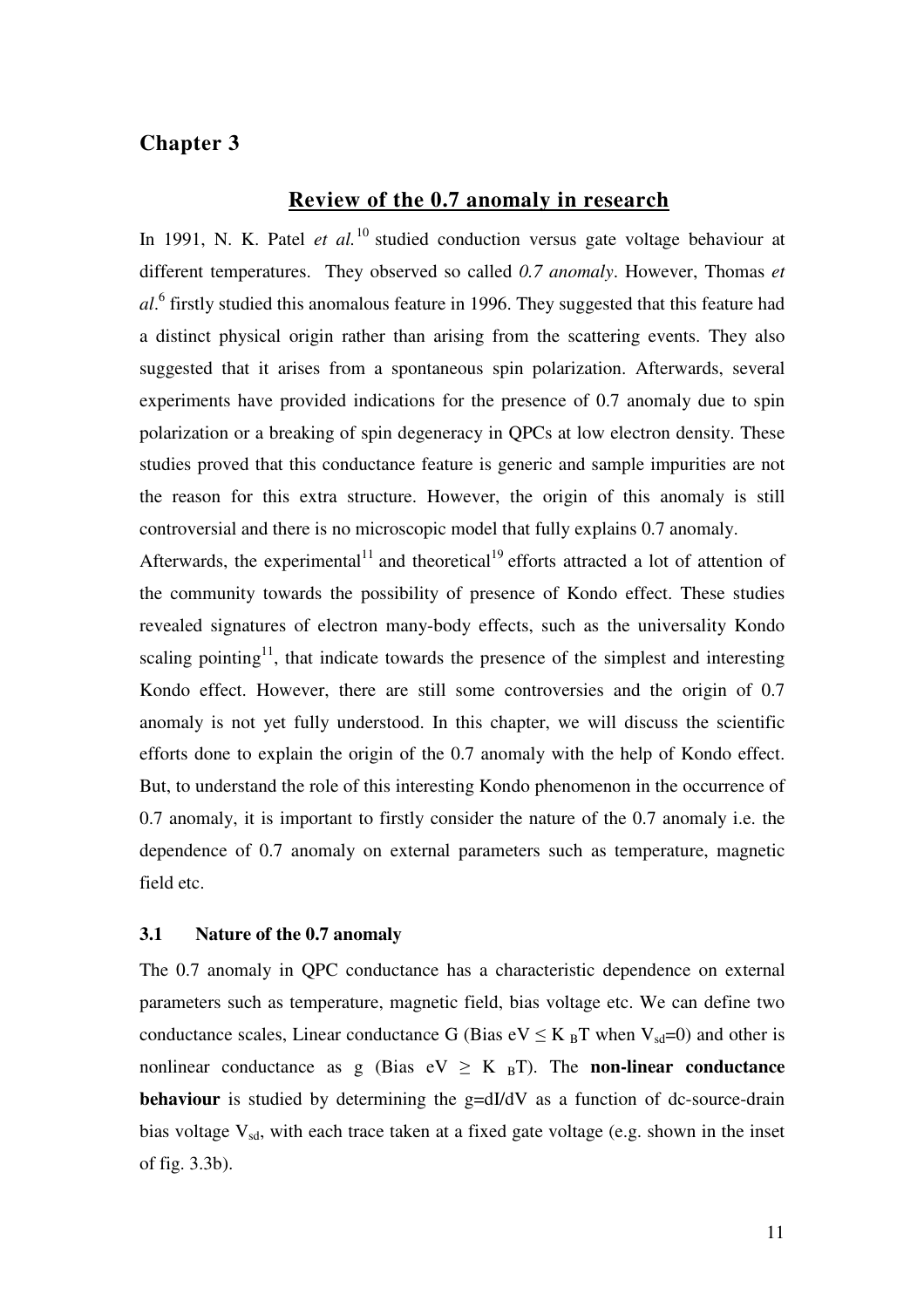# Chapter 3

## Review of the 0.7 anomaly in research

In 1991, N. K. Patel *et al.*[10] studied conduction versus gate voltage behaviour at different temperatures. They observed so called *0.7 anomaly*. However, Thomas *et al*.[6] firstly studied this anomalous feature in 1996. They suggested that this feature had a distinct physical origin rather than arising from the scattering events. They also suggested that it arises from a spontaneous spin polarization. Afterwards, several experiments have provided indications for the presence of 0.7 anomaly due to spin polarization or a breaking of spin degeneracy in QPCs at low electron density. These studies proved that this conductance feature is generic and sample impurities are not the reason for this extra structure. However, the origin of this anomaly is still controversial and there is no microscopic model that fully explains 0.7 anomaly.

Afterwards, the experimental[11] and theoretical[19] efforts attracted a lot of attention of the community towards the possibility of presence of Kondo effect. These studies revealed signatures of electron many-body effects, such as the universality Kondo scaling pointing[11], that indicate towards the presence of the simplest and interesting Kondo effect. However, there are still some controversies and the origin of 0.7 anomaly is not yet fully understood. In this chapter, we will discuss the scientific efforts done to explain the origin of the 0.7 anomaly with the help of Kondo effect. But, to understand the role of this interesting Kondo phenomenon in the occurrence of 0.7 anomaly, it is important to firstly consider the nature of the 0.7 anomaly i.e. the dependence of 0.7 anomaly on external parameters such as temperature, magnetic field etc.

### 3.1 Nature of the 0.7 anomaly

The 0.7 anomaly in QPC conductance has a characteristic dependence on external parameters such as temperature, magnetic field, bias voltage etc. We can define two conductance scales, Linear conductance G (Bias $eV \leq K_BT$ when $V_{sd}=0$) and other is nonlinear conductance as g (Bias $eV \geq K_BT$). The **non-linear conductance behaviour** is studied by determining the $g=dI/dV$ as a function of dc-source-drain bias voltage $V_{sd}$, with each trace taken at a fixed gate voltage (e.g. shown in the inset of fig. 3.3b).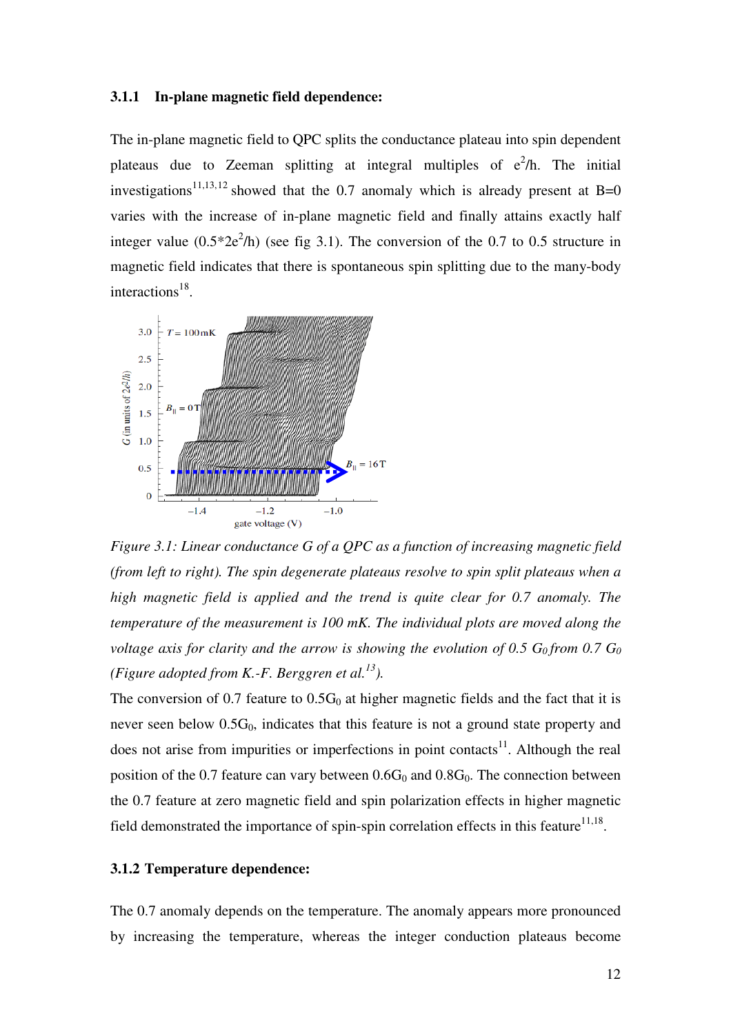### 3.1.1 In-plane magnetic field dependence:

The in-plane magnetic field to QPC splits the conductance plateau into spin dependent plateaus due to Zeeman splitting at integral multiples of $e^2/h$. The initial investigations[11,13,12] showed that the 0.7 anomaly which is already present at B=0 varies with the increase of in-plane magnetic field and finally attains exactly half integer value ($0.5*2e^2/h$) (see fig 3.1). The conversion of the 0.7 to 0.5 structure in magnetic field indicates that there is spontaneous spin splitting due to the many-body interactions[18].

*Figure 3.1: Linear conductance G of a QPC as a function of increasing magnetic field (from left to right). The spin degenerate plateaus resolve to spin split plateaus when a high magnetic field is applied and the trend is quite clear for 0.7 anomaly. The temperature of the measurement is 100 mK. The individual plots are moved along the voltage axis for clarity and the arrow is showing the evolution of 0.5 $G_0$ from 0.7 $G_0$ (Figure adopted from K.-F. Berggren et al.[13]).*

The conversion of 0.7 feature to $0.5G_0$ at higher magnetic fields and the fact that it is never seen below $0.5G_0$, indicates that this feature is not a ground state property and does not arise from impurities or imperfections in point contacts[11]. Although the real position of the 0.7 feature can vary between $0.6G_0$ and $0.8G_0$. The connection between the 0.7 feature at zero magnetic field and spin polarization effects in higher magnetic field demonstrated the importance of spin-spin correlation effects in this feature[11,18].

### 3.1.2 Temperature dependence:

The 0.7 anomaly depends on the temperature. The anomaly appears more pronounced by increasing the temperature, whereas the integer conduction plateaus become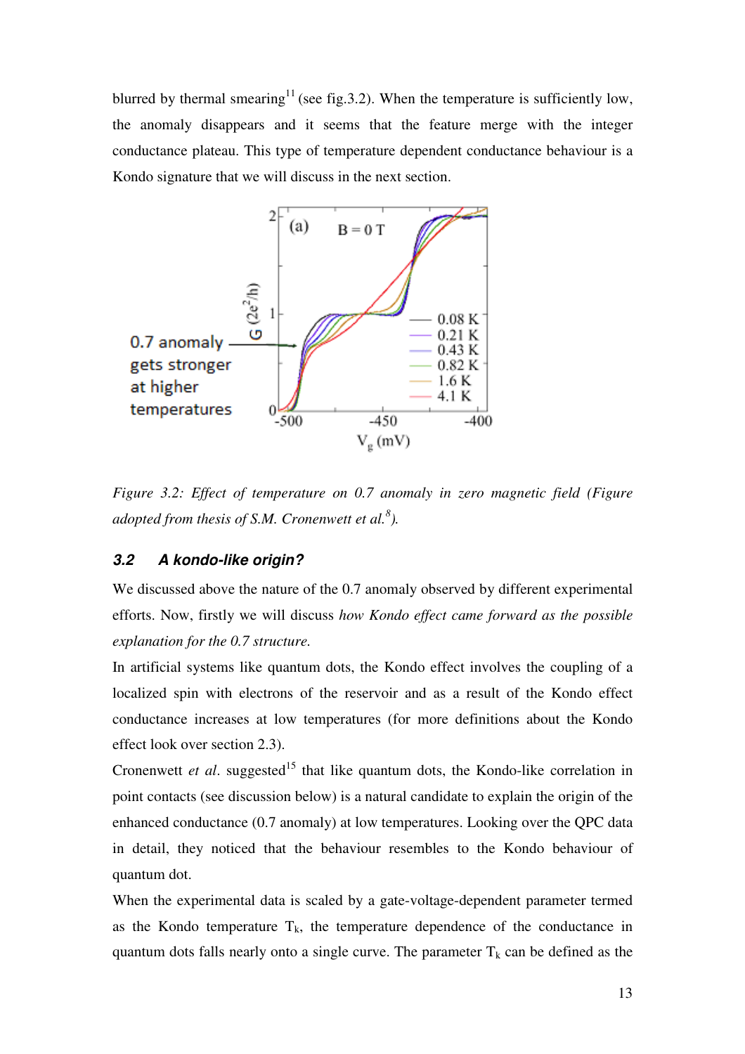blurred by thermal smearing[11] (see fig.3.2). When the temperature is sufficiently low, the anomaly disappears and it seems that the feature merge with the integer conductance plateau. This type of temperature dependent conductance behaviour is a Kondo signature that we will discuss in the next section.

*Figure 3.2: Effect of temperature on 0.7 anomaly in zero magnetic field (Figure adopted from thesis of S.M. Cronenwett et al.[8]).*

### 3.2 A kondo-like origin?

We discussed above the nature of the 0.7 anomaly observed by different experimental efforts. Now, firstly we will discuss *how Kondo effect came forward as the possible explanation for the 0.7 structure.*

In artificial systems like quantum dots, the Kondo effect involves the coupling of a localized spin with electrons of the reservoir and as a result of the Kondo effect conductance increases at low temperatures (for more definitions about the Kondo effect look over section 2.3).

Cronenwett *et al*. suggested[15] that like quantum dots, the Kondo-like correlation in point contacts (see discussion below) is a natural candidate to explain the origin of the enhanced conductance (0.7 anomaly) at low temperatures. Looking over the QPC data in detail, they noticed that the behaviour resembles to the Kondo behaviour of quantum dot.

When the experimental data is scaled by a gate-voltage-dependent parameter termed as the Kondo temperature $T_k$, the temperature dependence of the conductance in quantum dots falls nearly onto a single curve. The parameter $T_k$ can be defined as the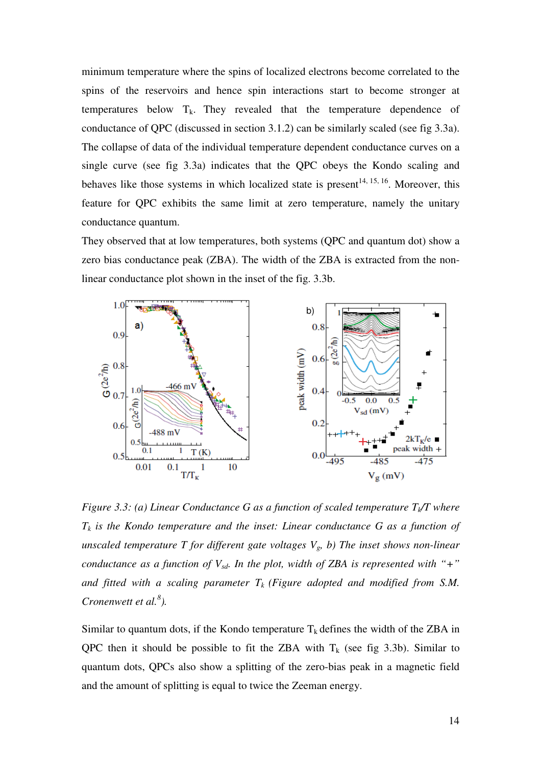minimum temperature where the spins of localized electrons become correlated to the spins of the reservoirs and hence spin interactions start to become stronger at temperatures below $T_k$. They revealed that the temperature dependence of conductance of QPC (discussed in section 3.1.2) can be similarly scaled (see fig 3.3a). The collapse of data of the individual temperature dependent conductance curves on a single curve (see fig 3.3a) indicates that the QPC obeys the Kondo scaling and behaves like those systems in which localized state is present[14, 15, 16]. Moreover, this feature for QPC exhibits the same limit at zero temperature, namely the unitary conductance quantum.

They observed that at low temperatures, both systems (QPC and quantum dot) show a zero bias conductance peak (ZBA). The width of the ZBA is extracted from the non-linear conductance plot shown in the inset of the fig. 3.3b.

*Figure 3.3: (a) Linear Conductance G as a function of scaled temperature $T_k/T$ where $T_k$ is the Kondo temperature and the inset: Linear conductance G as a function of unscaled temperature T for different gate voltages $V_g$, b) The inset shows non-linear conductance as a function of $V_{sd}$. In the plot, width of ZBA is represented with "+" and fitted with a scaling parameter $T_k$ (Figure adopted and modified from S.M. Cronenwett et al.[8]).*

Similar to quantum dots, if the Kondo temperature $T_k$ defines the width of the ZBA in QPC then it should be possible to fit the ZBA with $T_k$ (see fig 3.3b). Similar to quantum dots, QPCs also show a splitting of the zero-bias peak in a magnetic field and the amount of splitting is equal to twice the Zeeman energy.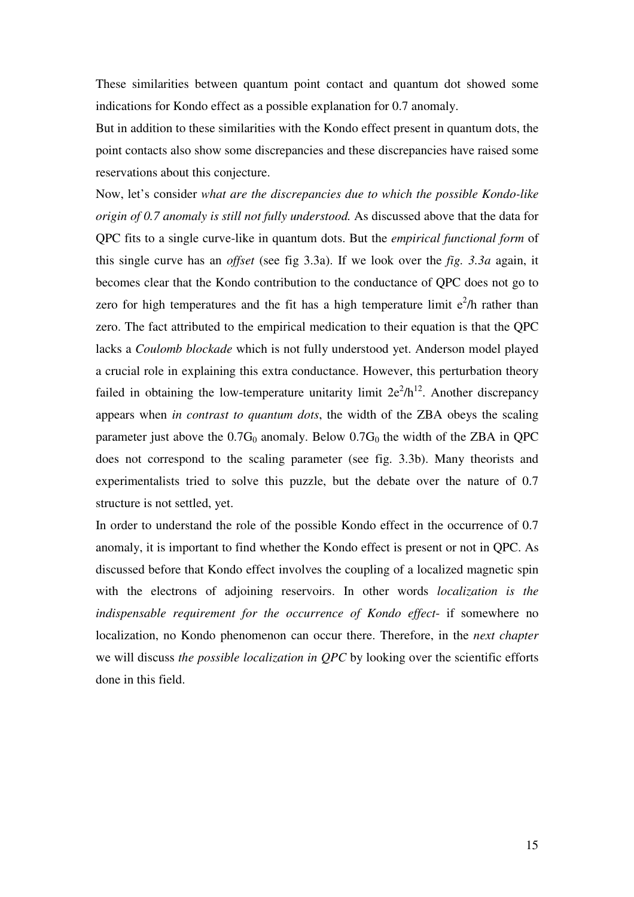These similarities between quantum point contact and quantum dot showed some indications for Kondo effect as a possible explanation for 0.7 anomaly.

But in addition to these similarities with the Kondo effect present in quantum dots, the point contacts also show some discrepancies and these discrepancies have raised some reservations about this conjecture.

Now, let's consider *what are the discrepancies due to which the possible Kondo-like origin of 0.7 anomaly is still not fully understood.* As discussed above that the data for QPC fits to a single curve-like in quantum dots. But the *empirical functional form* of this single curve has an *offset* (see fig 3.3a). If we look over the *fig. 3.3a* again, it becomes clear that the Kondo contribution to the conductance of QPC does not go to zero for high temperatures and the fit has a high temperature limit $e^2/h$ rather than zero. The fact attributed to the empirical medication to their equation is that the QPC lacks a *Coulomb blockade* which is not fully understood yet. Anderson model played a crucial role in explaining this extra conductance. However, this perturbation theory failed in obtaining the low-temperature unitarity limit $2e^2/h$[12]. Another discrepancy appears when *in contrast to quantum dots*, the width of the ZBA obeys the scaling parameter just above the $0.7G_0$ anomaly. Below $0.7G_0$ the width of the ZBA in QPC does not correspond to the scaling parameter (see fig. 3.3b). Many theorists and experimentalists tried to solve this puzzle, but the debate over the nature of 0.7 structure is not settled, yet.

In order to understand the role of the possible Kondo effect in the occurrence of 0.7 anomaly, it is important to find whether the Kondo effect is present or not in QPC. As discussed before that Kondo effect involves the coupling of a localized magnetic spin with the electrons of adjoining reservoirs. In other words *localization is the indispensable requirement for the occurrence of Kondo effect*- if somewhere no localization, no Kondo phenomenon can occur there. Therefore, in the *next chapter* we will discuss *the possible localization in QPC* by looking over the scientific efforts done in this field.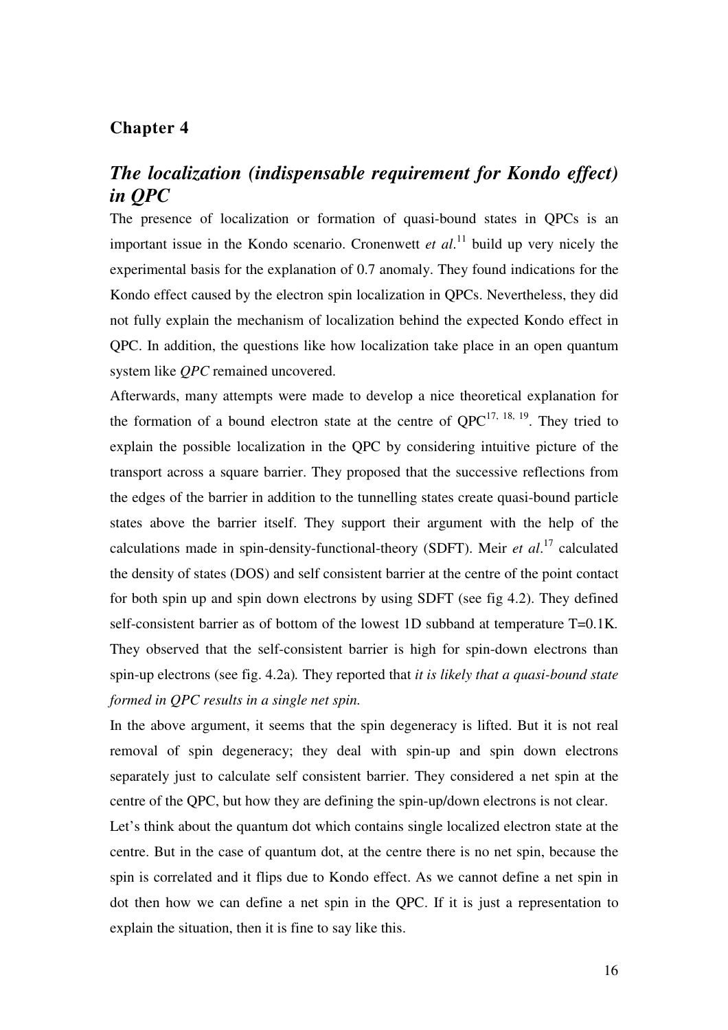## Chapter 4

## *The localization (indispensable requirement for Kondo effect) in QPC*

The presence of localization or formation of quasi-bound states in QPCs is an important issue in the Kondo scenario. Cronenwett *et al*.[11] build up very nicely the experimental basis for the explanation of 0.7 anomaly. They found indications for the Kondo effect caused by the electron spin localization in QPCs. Nevertheless, they did not fully explain the mechanism of localization behind the expected Kondo effect in QPC. In addition, the questions like how localization take place in an open quantum system like *QPC* remained uncovered.

Afterwards, many attempts were made to develop a nice theoretical explanation for the formation of a bound electron state at the centre of QPC[17, 18, 19]. They tried to explain the possible localization in the QPC by considering intuitive picture of the transport across a square barrier. They proposed that the successive reflections from the edges of the barrier in addition to the tunnelling states create quasi-bound particle states above the barrier itself. They support their argument with the help of the calculations made in spin-density-functional-theory (SDFT). Meir *et al*.[17] calculated the density of states (DOS) and self consistent barrier at the centre of the point contact for both spin up and spin down electrons by using SDFT (see fig 4.2). They defined self-consistent barrier as of bottom of the lowest 1D subband at temperature T=0.1K. They observed that the self-consistent barrier is high for spin-down electrons than spin-up electrons (see fig. 4.2a). They reported that *it is likely that a quasi-bound state formed in QPC results in a single net spin.*

In the above argument, it seems that the spin degeneracy is lifted. But it is not real removal of spin degeneracy; they deal with spin-up and spin down electrons separately just to calculate self consistent barrier. They considered a net spin at the centre of the QPC, but how they are defining the spin-up/down electrons is not clear.

Let's think about the quantum dot which contains single localized electron state at the centre. But in the case of quantum dot, at the centre there is no net spin, because the spin is correlated and it flips due to Kondo effect. As we cannot define a net spin in dot then how we can define a net spin in the QPC. If it is just a representation to explain the situation, then it is fine to say like this.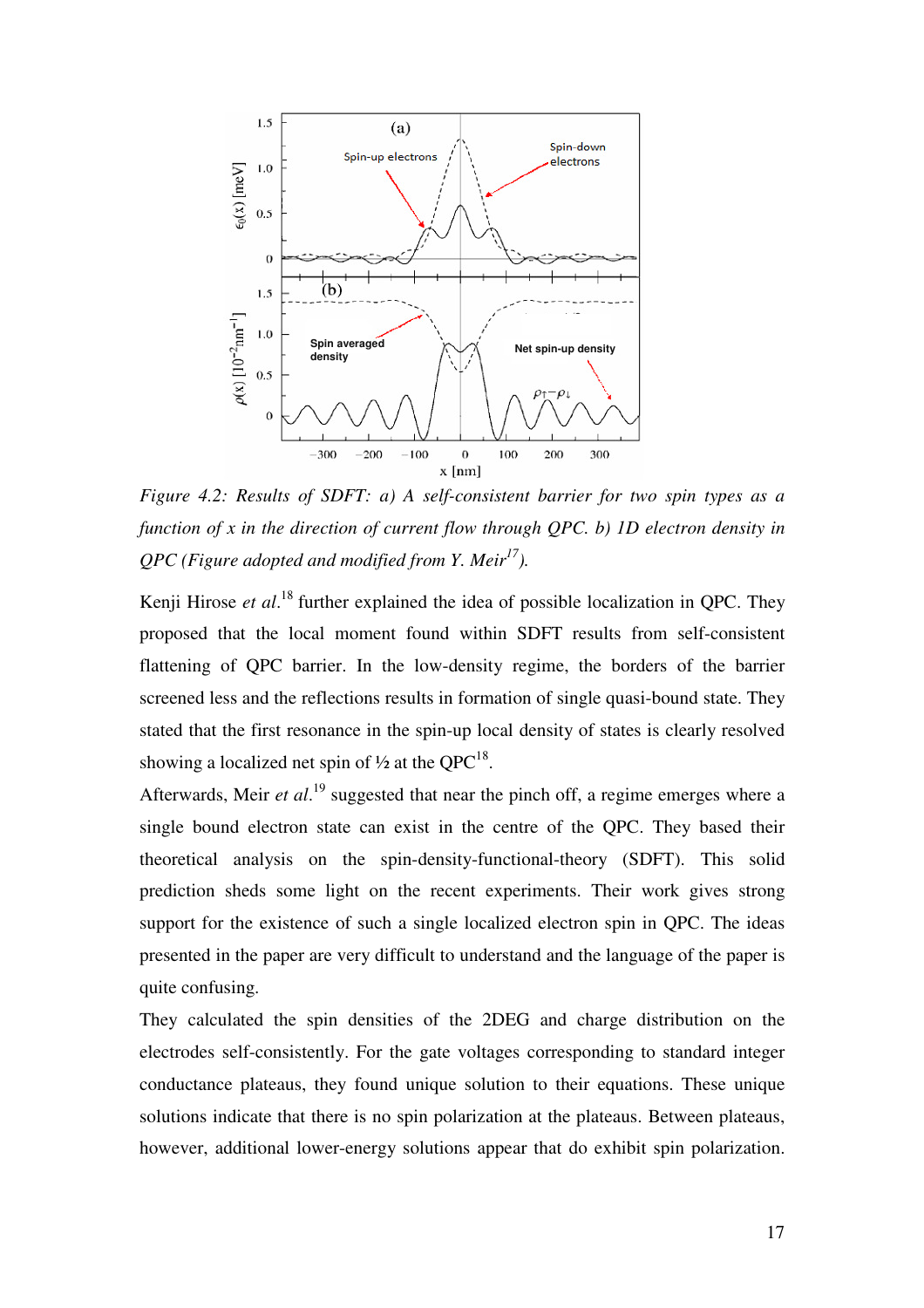*Figure 4.2: Results of SDFT: a) A self-consistent barrier for two spin types as a function of x in the direction of current flow through QPC. b) 1D electron density in QPC (Figure adopted and modified from Y. Meir[17]).*

Kenji Hirose *et al.*[18] further explained the idea of possible localization in QPC. They proposed that the local moment found within SDFT results from self-consistent flattening of QPC barrier. In the low-density regime, the borders of the barrier screened less and the reflections results in formation of single quasi-bound state. They stated that the first resonance in the spin-up local density of states is clearly resolved showing a localized net spin of ½ at the QPC[18].

Afterwards, Meir *et al.*[19] suggested that near the pinch off, a regime emerges where a single bound electron state can exist in the centre of the QPC. They based their theoretical analysis on the spin-density-functional-theory (SDFT). This solid prediction sheds some light on the recent experiments. Their work gives strong support for the existence of such a single localized electron spin in QPC. The ideas presented in the paper are very difficult to understand and the language of the paper is quite confusing.

They calculated the spin densities of the 2DEG and charge distribution on the electrodes self-consistently. For the gate voltages corresponding to standard integer conductance plateaus, they found unique solution to their equations. These unique solutions indicate that there is no spin polarization at the plateaus. Between plateaus, however, additional lower-energy solutions appear that do exhibit spin polarization.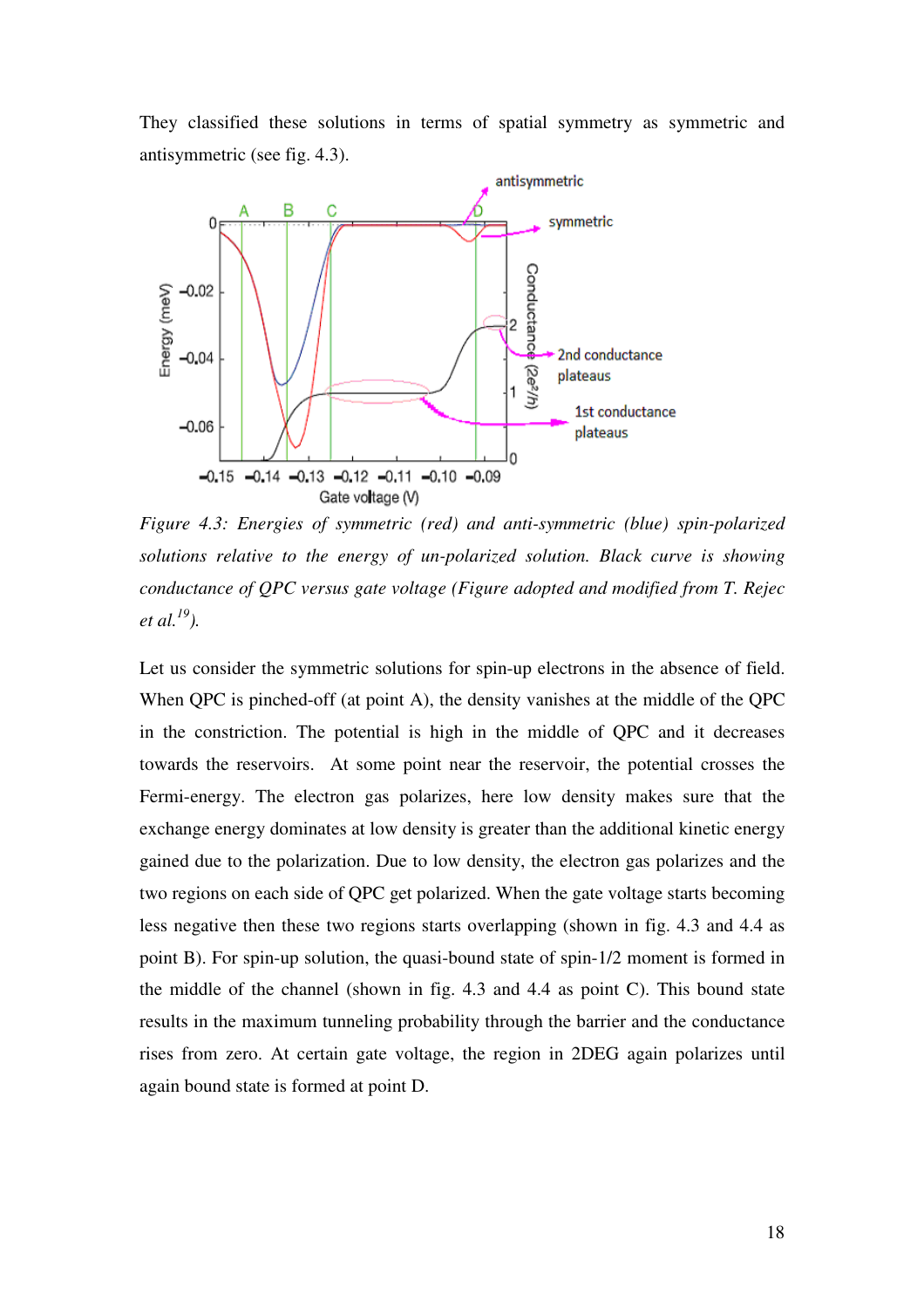They classified these solutions in terms of spatial symmetry as symmetric and antisymmetric (see fig. 4.3).

*Figure 4.3: Energies of symmetric (red) and anti-symmetric (blue) spin-polarized solutions relative to the energy of un-polarized solution. Black curve is showing conductance of QPC versus gate voltage (Figure adopted and modified from T. Rejec et al.[19]).*

Let us consider the symmetric solutions for spin-up electrons in the absence of field. When QPC is pinched-off (at point A), the density vanishes at the middle of the QPC in the constriction. The potential is high in the middle of QPC and it decreases towards the reservoirs. At some point near the reservoir, the potential crosses the Fermi-energy. The electron gas polarizes, here low density makes sure that the exchange energy dominates at low density is greater than the additional kinetic energy gained due to the polarization. Due to low density, the electron gas polarizes and the two regions on each side of QPC get polarized. When the gate voltage starts becoming less negative then these two regions starts overlapping (shown in fig. 4.3 and 4.4 as point B). For spin-up solution, the quasi-bound state of spin-1/2 moment is formed in the middle of the channel (shown in fig. 4.3 and 4.4 as point C). This bound state results in the maximum tunneling probability through the barrier and the conductance rises from zero. At certain gate voltage, the region in 2DEG again polarizes until again bound state is formed at point D.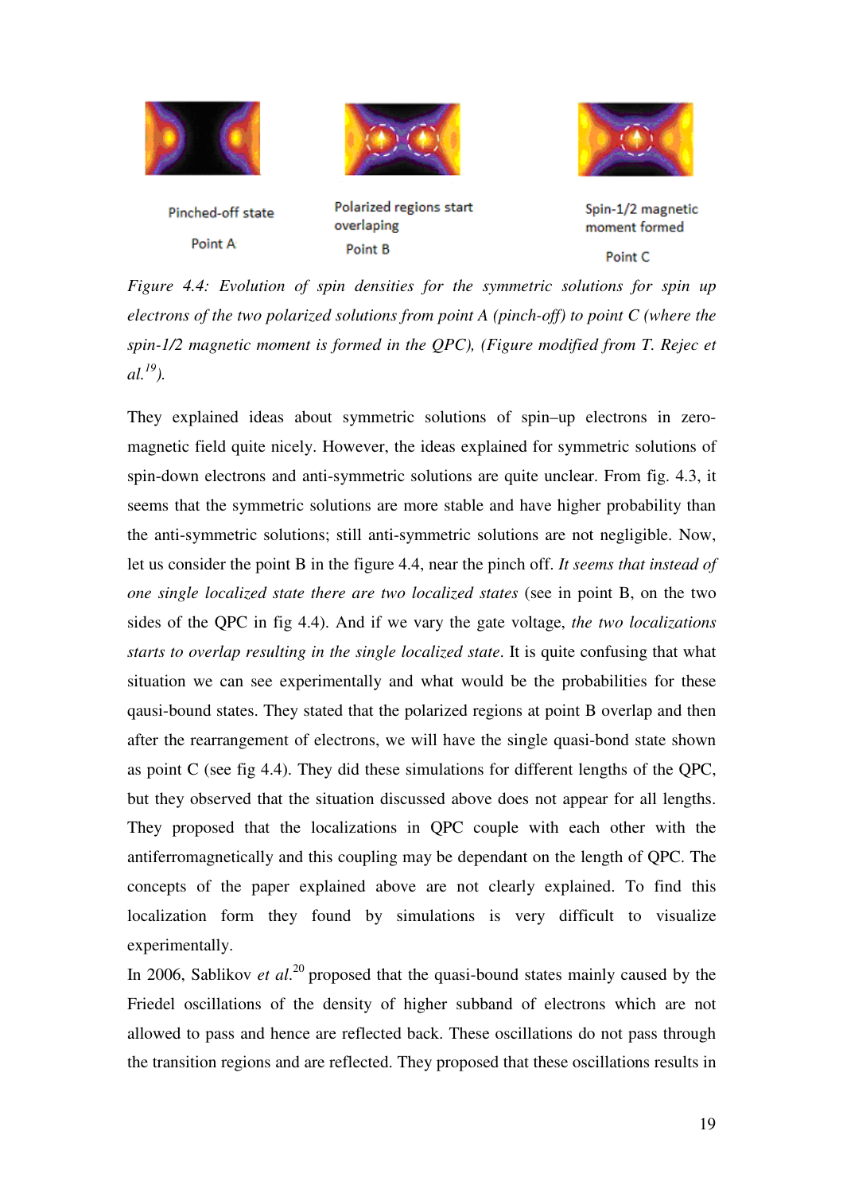Pinched-off state

Point A

Polarized regions start overlaping

Point B

Spin-1/2 magnetic moment formed

Point C

*Figure 4.4: Evolution of spin densities for the symmetric solutions for spin up electrons of the two polarized solutions from point A (pinch-off) to point C (where the spin-1/2 magnetic moment is formed in the QPC), (Figure modified from T. Rejec et al.*[19]*).*

They explained ideas about symmetric solutions of spin–up electrons in zero-magnetic field quite nicely. However, the ideas explained for symmetric solutions of spin-down electrons and anti-symmetric solutions are quite unclear. From fig. 4.3, it seems that the symmetric solutions are more stable and have higher probability than the anti-symmetric solutions; still anti-symmetric solutions are not negligible. Now, let us consider the point B in the figure 4.4, near the pinch off. *It seems that instead of one single localized state there are two localized states* (see in point B, on the two sides of the QPC in fig 4.4). And if we vary the gate voltage, *the two localizations starts to overlap resulting in the single localized state*. It is quite confusing that what situation we can see experimentally and what would be the probabilities for these qausi-bound states. They stated that the polarized regions at point B overlap and then after the rearrangement of electrons, we will have the single quasi-bond state shown as point C (see fig 4.4). They did these simulations for different lengths of the QPC, but they observed that the situation discussed above does not appear for all lengths. They proposed that the localizations in QPC couple with each other with the antiferromagnetically and this coupling may be dependant on the length of QPC. The concepts of the paper explained above are not clearly explained. To find this localization form they found by simulations is very difficult to visualize experimentally.

In 2006, Sablikov *et al.*[20] proposed that the quasi-bound states mainly caused by the Friedel oscillations of the density of higher subband of electrons which are not allowed to pass and hence are reflected back. These oscillations do not pass through the transition regions and are reflected. They proposed that these oscillations results in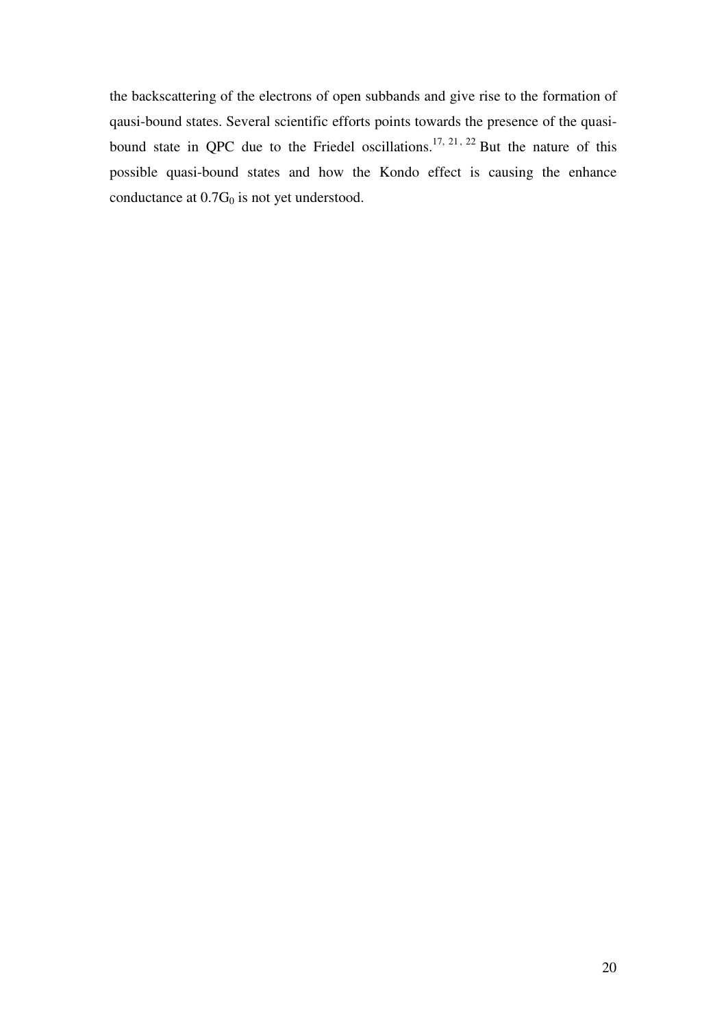the backscattering of the electrons of open subbands and give rise to the formation of qausi-bound states. Several scientific efforts points towards the presence of the quasi-bound state in QPC due to the Friedel oscillations.[17, 21, 22] But the nature of this possible quasi-bound states and how the Kondo effect is causing the enhance conductance at $0.7G_0$ is not yet understood.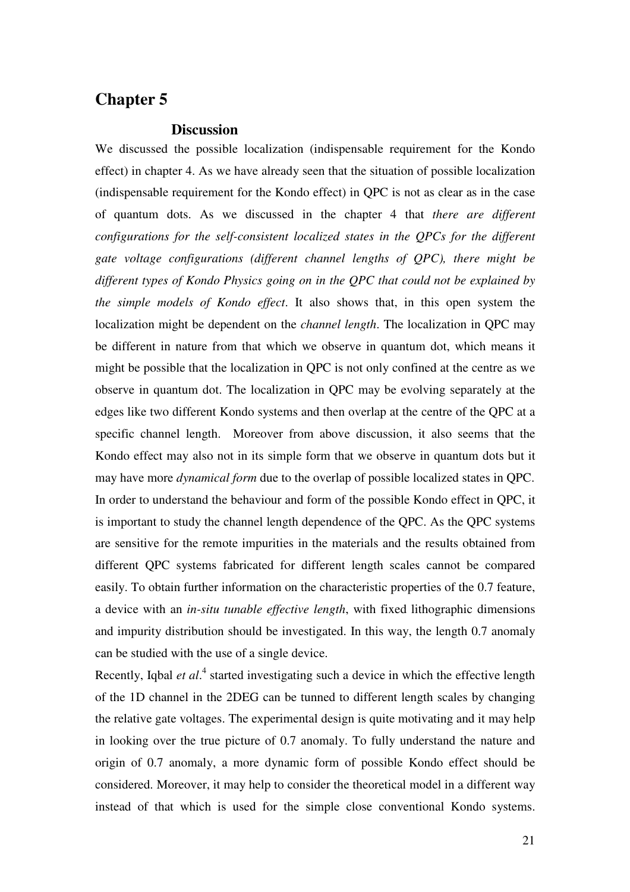# Chapter 5

## Discussion

We discussed the possible localization (indispensable requirement for the Kondo effect) in chapter 4. As we have already seen that the situation of possible localization (indispensable requirement for the Kondo effect) in QPC is not as clear as in the case of quantum dots. As we discussed in the chapter 4 that *there are different configurations for the self-consistent localized states in the QPCs for the different gate voltage configurations (different channel lengths of QPC), there might be different types of Kondo Physics going on in the QPC that could not be explained by the simple models of Kondo effect*. It also shows that, in this open system the localization might be dependent on the *channel length*. The localization in QPC may be different in nature from that which we observe in quantum dot, which means it might be possible that the localization in QPC is not only confined at the centre as we observe in quantum dot. The localization in QPC may be evolving separately at the edges like two different Kondo systems and then overlap at the centre of the QPC at a specific channel length. Moreover from above discussion, it also seems that the Kondo effect may also not in its simple form that we observe in quantum dots but it may have more *dynamical form* due to the overlap of possible localized states in QPC. In order to understand the behaviour and form of the possible Kondo effect in QPC, it is important to study the channel length dependence of the QPC. As the QPC systems are sensitive for the remote impurities in the materials and the results obtained from different QPC systems fabricated for different length scales cannot be compared easily. To obtain further information on the characteristic properties of the 0.7 feature, a device with an *in-situ tunable effective length*, with fixed lithographic dimensions and impurity distribution should be investigated. In this way, the length 0.7 anomaly can be studied with the use of a single device.

Recently, Iqbal *et al*.[4] started investigating such a device in which the effective length of the 1D channel in the 2DEG can be tunned to different length scales by changing the relative gate voltages. The experimental design is quite motivating and it may help in looking over the true picture of 0.7 anomaly. To fully understand the nature and origin of 0.7 anomaly, a more dynamic form of possible Kondo effect should be considered. Moreover, it may help to consider the theoretical model in a different way instead of that which is used for the simple close conventional Kondo systems.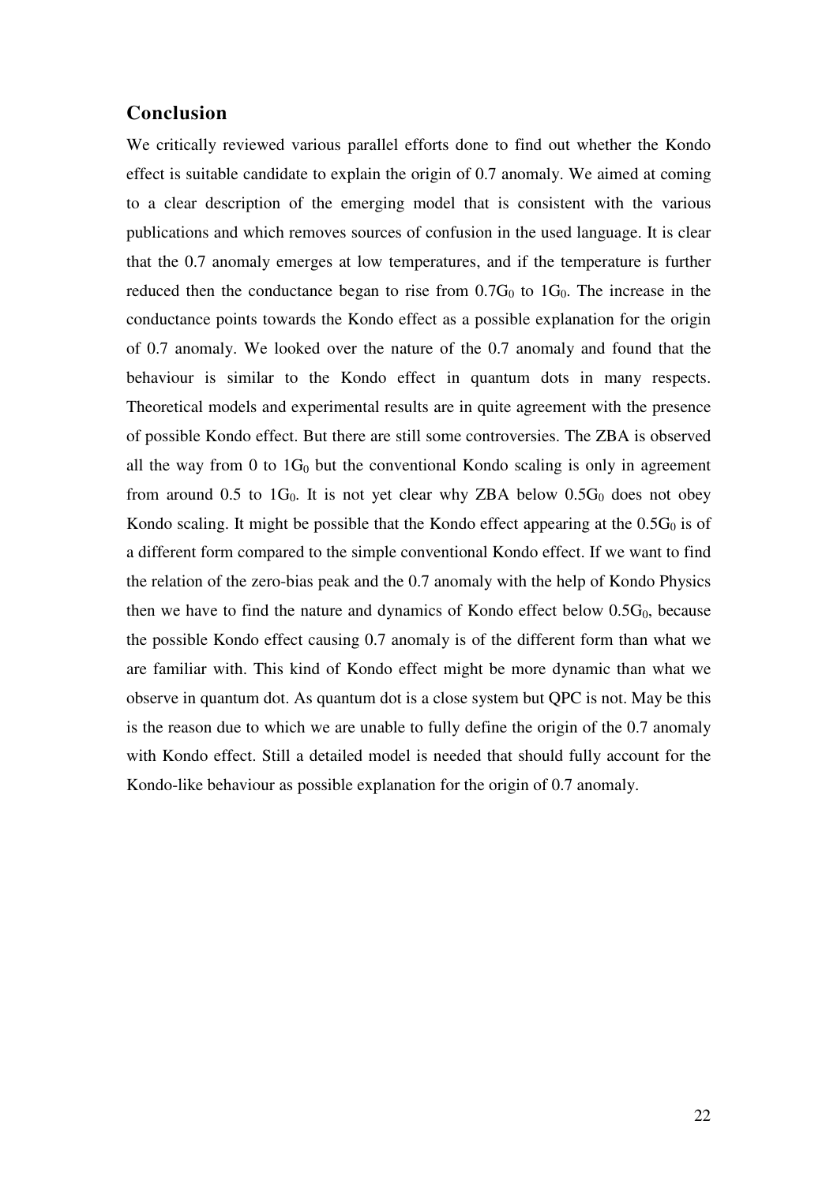## Conclusion

We critically reviewed various parallel efforts done to find out whether the Kondo effect is suitable candidate to explain the origin of 0.7 anomaly. We aimed at coming to a clear description of the emerging model that is consistent with the various publications and which removes sources of confusion in the used language. It is clear that the 0.7 anomaly emerges at low temperatures, and if the temperature is further reduced then the conductance began to rise from $0.7G_0$ to $1G_0$. The increase in the conductance points towards the Kondo effect as a possible explanation for the origin of 0.7 anomaly. We looked over the nature of the 0.7 anomaly and found that the behaviour is similar to the Kondo effect in quantum dots in many respects. Theoretical models and experimental results are in quite agreement with the presence of possible Kondo effect. But there are still some controversies. The ZBA is observed all the way from 0 to $1G_0$ but the conventional Kondo scaling is only in agreement from around 0.5 to $1G_0$. It is not yet clear why ZBA below $0.5G_0$ does not obey Kondo scaling. It might be possible that the Kondo effect appearing at the $0.5G_0$ is of a different form compared to the simple conventional Kondo effect. If we want to find the relation of the zero-bias peak and the 0.7 anomaly with the help of Kondo Physics then we have to find the nature and dynamics of Kondo effect below $0.5G_0$, because the possible Kondo effect causing 0.7 anomaly is of the different form than what we are familiar with. This kind of Kondo effect might be more dynamic than what we observe in quantum dot. As quantum dot is a close system but QPC is not. May be this is the reason due to which we are unable to fully define the origin of the 0.7 anomaly with Kondo effect. Still a detailed model is needed that should fully account for the Kondo-like behaviour as possible explanation for the origin of 0.7 anomaly.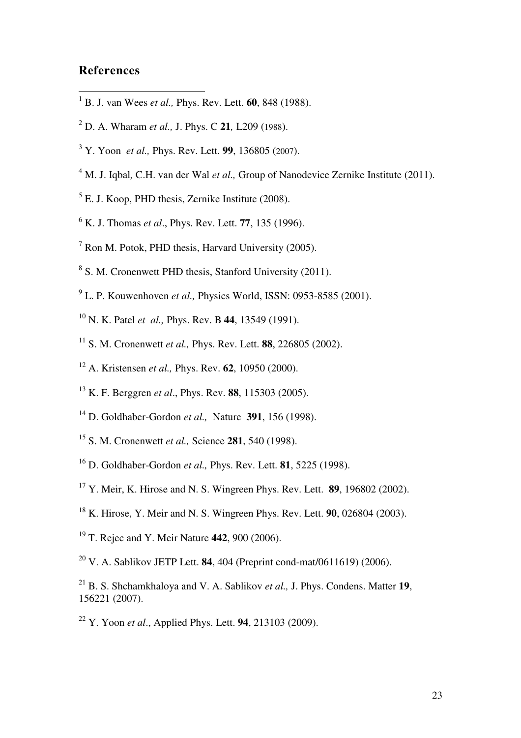## References

[1] B. J. van Wees *et al.,* Phys. Rev. Lett. **60**, 848 (1988).

[2] D. A. Wharam *et al.,* J. Phys. C **21**, L209 (1988).

[3] Y. Yoon *et al.,* Phys. Rev. Lett. **99**, 136805 (2007).

[4] M. J. Iqbal, C.H. van der Wal *et al.,* Group of Nanodevice Zernike Institute (2011).

[5] E. J. Koop, PHD thesis, Zernike Institute (2008).

[6] K. J. Thomas *et al*., Phys. Rev. Lett. **77**, 135 (1996).

[7] Ron M. Potok, PHD thesis, Harvard University (2005).

[8] S. M. Cronenwett PHD thesis, Stanford University (2011).

[9] L. P. Kouwenhoven *et al.,* Physics World, ISSN: 0953-8585 (2001).

[10] N. K. Patel *et al.,* Phys. Rev. B **44**, 13549 (1991).

[11] S. M. Cronenwett *et al.,* Phys. Rev. Lett. **88**, 226805 (2002).

[12] A. Kristensen *et al.,* Phys. Rev. **62**, 10950 (2000).

[13] K. F. Berggren *et al*., Phys. Rev. **88**, 115303 (2005).

[14] D. Goldhaber-Gordon *et al.,* Nature **391**, 156 (1998).

[15] S. M. Cronenwett *et al.,* Science **281**, 540 (1998).

[16] D. Goldhaber-Gordon *et al.,* Phys. Rev. Lett. **81**, 5225 (1998).

[17] Y. Meir, K. Hirose and N. S. Wingreen Phys. Rev. Lett. **89**, 196802 (2002).

[18] K. Hirose, Y. Meir and N. S. Wingreen Phys. Rev. Lett. **90**, 026804 (2003).

[19] T. Rejec and Y. Meir Nature **442**, 900 (2006).

[20] V. A. Sablikov JETP Lett. **84**, 404 (Preprint cond-mat/0611619) (2006).

[21] B. S. Shchamkhaloya and V. A. Sablikov *et al.,* J. Phys. Condens. Matter **19**, 156221 (2007).

[22] Y. Yoon *et al*., Applied Phys. Lett. **94**, 213103 (2009).